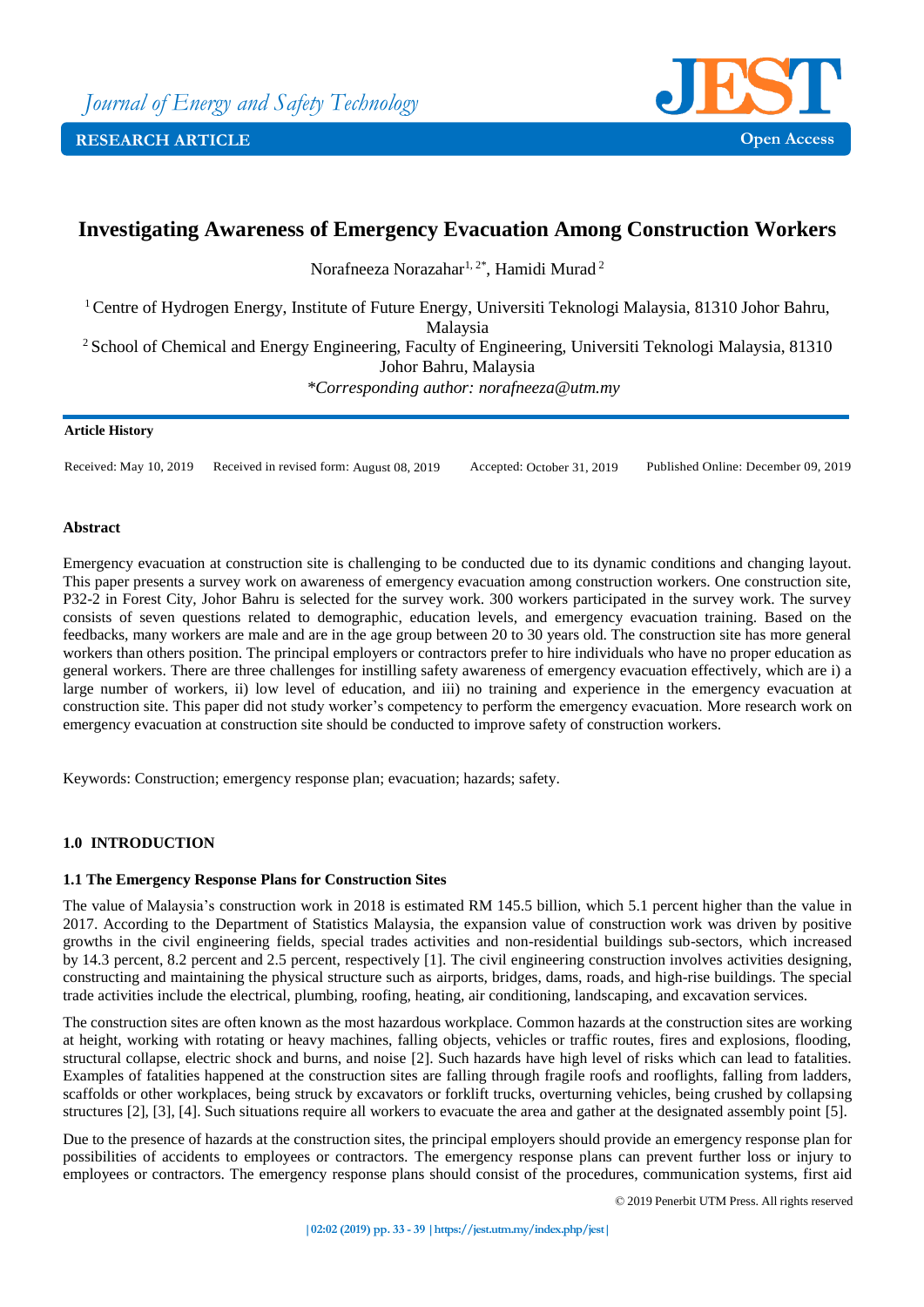Journal of Energy and Safety Technology

RESEARCH ARTICLE

Open Access

# Investigating Awareness of Emergency Evacuation Among Construction Workers

Norafneeza Norazahar[1, 2*], Hamidi Murad[2]

[1] Centre of Hydrogen Energy, Institute of Future Energy, Universiti Teknologi Malaysia, 81310 Johor Bahru, Malaysia

[2] School of Chemical and Energy Engineering, Faculty of Engineering, Universiti Teknologi Malaysia, 81310 Johor Bahru, Malaysia

*\*Corresponding author: norafneeza@utm.my*

**Article History**

Received: May 10, 2019 Received in revised form: August 08, 2019 Accepted: October 31, 2019 Published Online: December 09, 2019

**Abstract**

Emergency evacuation at construction site is challenging to be conducted due to its dynamic conditions and changing layout. This paper presents a survey work on awareness of emergency evacuation among construction workers. One construction site, P32-2 in Forest City, Johor Bahru is selected for the survey work. 300 workers participated in the survey work. The survey consists of seven questions related to demographic, education levels, and emergency evacuation training. Based on the feedbacks, many workers are male and are in the age group between 20 to 30 years old. The construction site has more general workers than others position. The principal employers or contractors prefer to hire individuals who have no proper education as general workers. There are three challenges for instilling safety awareness of emergency evacuation effectively, which are i) a large number of workers, ii) low level of education, and iii) no training and experience in the emergency evacuation at construction site. This paper did not study worker's competency to perform the emergency evacuation. More research work on emergency evacuation at construction site should be conducted to improve safety of construction workers.

Keywords: Construction; emergency response plan; evacuation; hazards; safety.

## 1.0 INTRODUCTION

### 1.1 The Emergency Response Plans for Construction Sites

The value of Malaysia's construction work in 2018 is estimated RM 145.5 billion, which 5.1 percent higher than the value in 2017. According to the Department of Statistics Malaysia, the expansion value of construction work was driven by positive growths in the civil engineering fields, special trades activities and non-residential buildings sub-sectors, which increased by 14.3 percent, 8.2 percent and 2.5 percent, respectively [1]. The civil engineering construction involves activities designing, constructing and maintaining the physical structure such as airports, bridges, dams, roads, and high-rise buildings. The special trade activities include the electrical, plumbing, roofing, heating, air conditioning, landscaping, and excavation services.

The construction sites are often known as the most hazardous workplace. Common hazards at the construction sites are working at height, working with rotating or heavy machines, falling objects, vehicles or traffic routes, fires and explosions, flooding, structural collapse, electric shock and burns, and noise [2]. Such hazards have high level of risks which can lead to fatalities. Examples of fatalities happened at the construction sites are falling through fragile roofs and rooflights, falling from ladders, scaffolds or other workplaces, being struck by excavators or forklift trucks, overturning vehicles, being crushed by collapsing structures [2], [3], [4]. Such situations require all workers to evacuate the area and gather at the designated assembly point [5].

Due to the presence of hazards at the construction sites, the principal employers should provide an emergency response plan for possibilities of accidents to employees or contractors. The emergency response plans can prevent further loss or injury to employees or contractors. The emergency response plans should consist of the procedures, communication systems, first aid

© 2019 Penerbit UTM Press. All rights reserved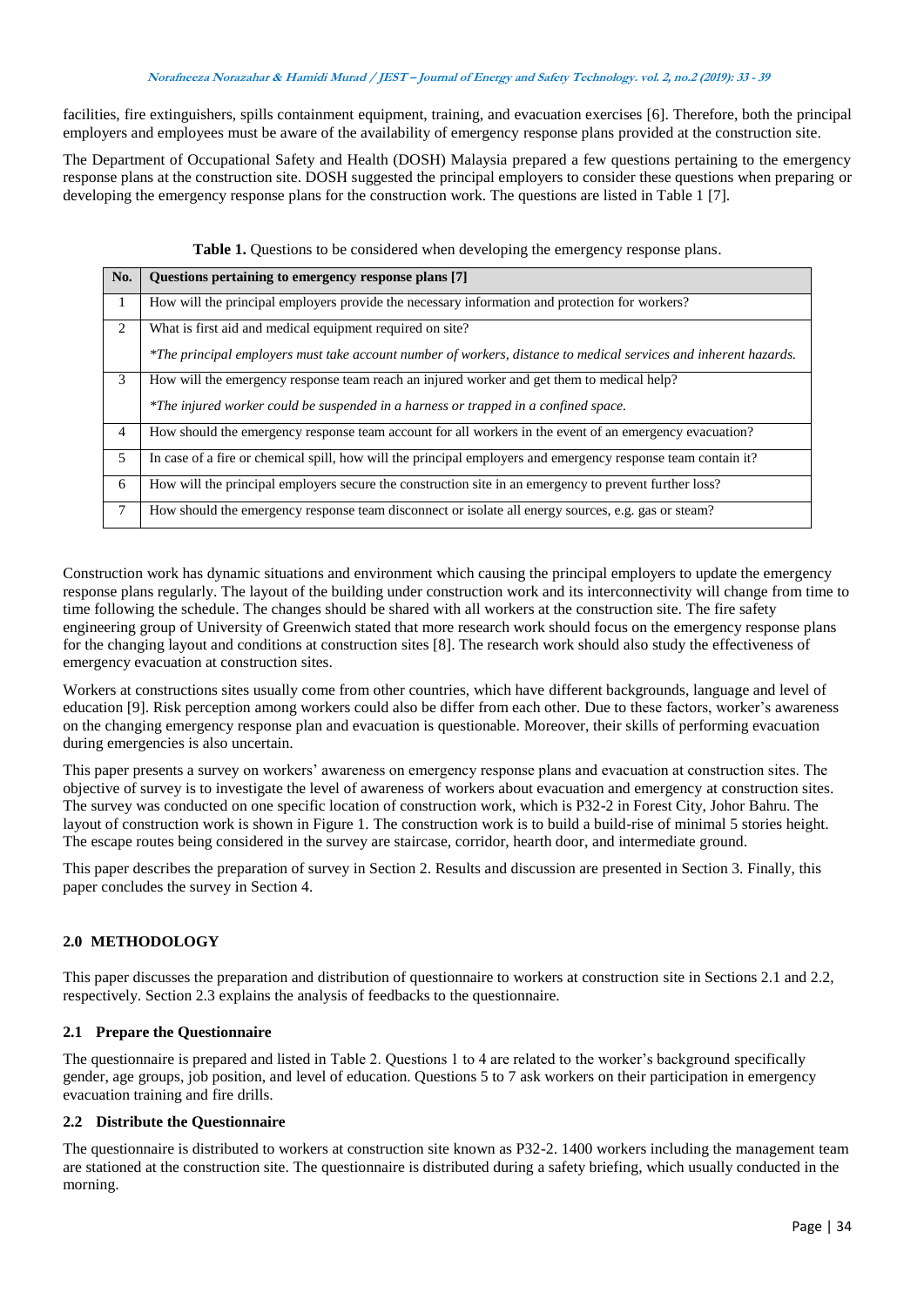facilities, fire extinguishers, spills containment equipment, training, and evacuation exercises [6]. Therefore, both the principal employers and employees must be aware of the availability of emergency response plans provided at the construction site.

The Department of Occupational Safety and Health (DOSH) Malaysia prepared a few questions pertaining to the emergency response plans at the construction site. DOSH suggested the principal employers to consider these questions when preparing or developing the emergency response plans for the construction work. The questions are listed in Table 1 [7].

**Table 1.** Questions to be considered when developing the emergency response plans.

| No. | Questions pertaining to emergency response plans [7] |
|---|---|
| 1 | How will the principal employers provide the necessary information and protection for workers? |
| 2 | What is first aid and medical equipment required on site?<br>*\*The principal employers must take account number of workers, distance to medical services and inherent hazards.* |
| 3 | How will the emergency response team reach an injured worker and get them to medical help?<br>*\*The injured worker could be suspended in a harness or trapped in a confined space.* |
| 4 | How should the emergency response team account for all workers in the event of an emergency evacuation? |
| 5 | In case of a fire or chemical spill, how will the principal employers and emergency response team contain it? |
| 6 | How will the principal employers secure the construction site in an emergency to prevent further loss? |
| 7 | How should the emergency response team disconnect or isolate all energy sources, e.g. gas or steam? |

Construction work has dynamic situations and environment which causing the principal employers to update the emergency response plans regularly. The layout of the building under construction work and its interconnectivity will change from time to time following the schedule. The changes should be shared with all workers at the construction site. The fire safety engineering group of University of Greenwich stated that more research work should focus on the emergency response plans for the changing layout and conditions at construction sites [8]. The research work should also study the effectiveness of emergency evacuation at construction sites.

Workers at constructions sites usually come from other countries, which have different backgrounds, language and level of education [9]. Risk perception among workers could also be differ from each other. Due to these factors, worker's awareness on the changing emergency response plan and evacuation is questionable. Moreover, their skills of performing evacuation during emergencies is also uncertain.

This paper presents a survey on workers' awareness on emergency response plans and evacuation at construction sites. The objective of survey is to investigate the level of awareness of workers about evacuation and emergency at construction sites. The survey was conducted on one specific location of construction work, which is P32-2 in Forest City, Johor Bahru. The layout of construction work is shown in Figure 1. The construction work is to build a build-rise of minimal 5 stories height. The escape routes being considered in the survey are staircase, corridor, hearth door, and intermediate ground.

This paper describes the preparation of survey in Section 2. Results and discussion are presented in Section 3. Finally, this paper concludes the survey in Section 4.

## 2.0 METHODOLOGY

This paper discusses the preparation and distribution of questionnaire to workers at construction site in Sections 2.1 and 2.2, respectively. Section 2.3 explains the analysis of feedbacks to the questionnaire.

### 2.1 Prepare the Questionnaire

The questionnaire is prepared and listed in Table 2. Questions 1 to 4 are related to the worker's background specifically gender, age groups, job position, and level of education. Questions 5 to 7 ask workers on their participation in emergency evacuation training and fire drills.

### 2.2 Distribute the Questionnaire

The questionnaire is distributed to workers at construction site known as P32-2. 1400 workers including the management team are stationed at the construction site. The questionnaire is distributed during a safety briefing, which usually conducted in the morning.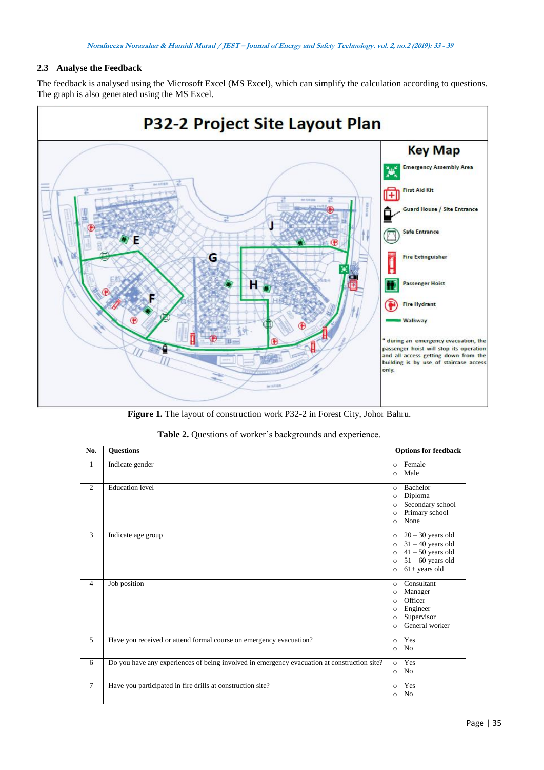### 2.3 Analyse the Feedback

The feedback is analysed using the Microsoft Excel (MS Excel), which can simplify the calculation according to questions. The graph is also generated using the MS Excel.

**Figure 1.** The layout of construction work P32-2 in Forest City, Johor Bahru.

**Table 2.** Questions of worker's backgrounds and experience.

| No. | Questions | Options for feedback |
|---|---|---|
| 1 | Indicate gender | ○ Female<br>○ Male |
| 2 | Education level | ○ Bachelor<br>○ Diploma<br>○ Secondary school<br>○ Primary school<br>○ None |
| 3 | Indicate age group | ○ 20 – 30 years old<br>○ 31 – 40 years old<br>○ 41 – 50 years old<br>○ 51 – 60 years old<br>○ 61+ years old |
| 4 | Job position | ○ Consultant<br>○ Manager<br>○ Officer<br>○ Engineer<br>○ Supervisor<br>○ General worker |
| 5 | Have you received or attend formal course on emergency evacuation? | ○ Yes<br>○ No |
| 6 | Do you have any experiences of being involved in emergency evacuation at construction site? | ○ Yes<br>○ No |
| 7 | Have you participated in fire drills at construction site? | ○ Yes<br>○ No |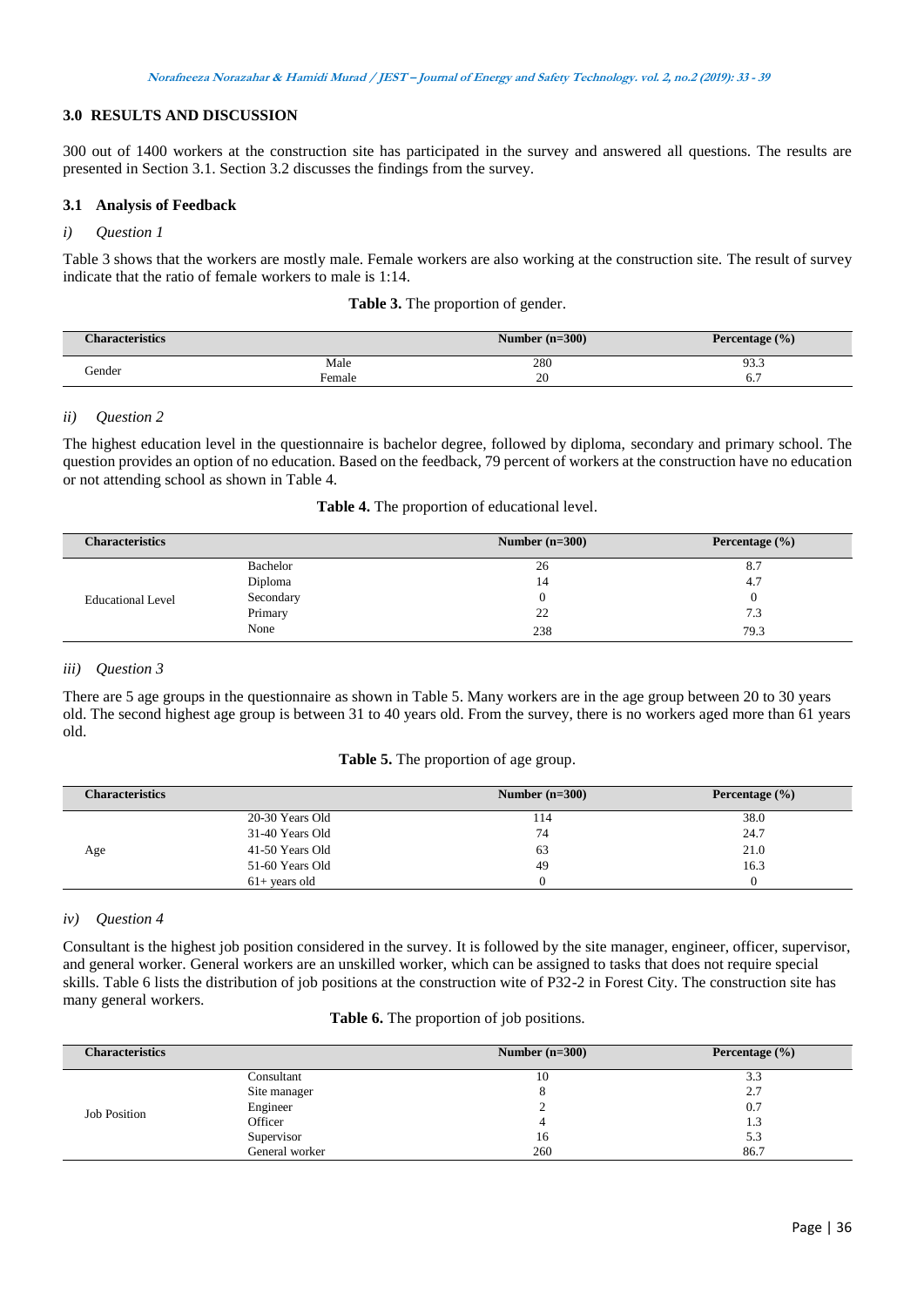## 3.0 RESULTS AND DISCUSSION

300 out of 1400 workers at the construction site has participated in the survey and answered all questions. The results are presented in Section 3.1. Section 3.2 discusses the findings from the survey.

### 3.1 Analysis of Feedback

*i) Question 1*

Table 3 shows that the workers are mostly male. Female workers are also working at the construction site. The result of survey indicate that the ratio of female workers to male is 1:14.

**Table 3.** The proportion of gender.

| Characteristics | | Number (n=300) | Percentage (%) |
|---|---|---|---|
| Gender | Male | 280 | 93.3 |
| | Female | 20 | 6.7 |

*ii) Question 2*

The highest education level in the questionnaire is bachelor degree, followed by diploma, secondary and primary school. The question provides an option of no education. Based on the feedback, 79 percent of workers at the construction have no education or not attending school as shown in Table 4.

**Table 4.** The proportion of educational level.

| Characteristics | | Number (n=300) | Percentage (%) |
|---|---|---|---|
| Educational Level | Bachelor | 26 | 8.7 |
| | Diploma | 14 | 4.7 |
| | Secondary | 0 | 0 |
| | Primary | 22 | 7.3 |
| | None | 238 | 79.3 |

*iii) Question 3*

There are 5 age groups in the questionnaire as shown in Table 5. Many workers are in the age group between 20 to 30 years old. The second highest age group is between 31 to 40 years old. From the survey, there is no workers aged more than 61 years old.

**Table 5.** The proportion of age group.

| Characteristics | | Number (n=300) | Percentage (%) |
|---|---|---|---|
| Age | 20-30 Years Old | 114 | 38.0 |
| | 31-40 Years Old | 74 | 24.7 |
| | 41-50 Years Old | 63 | 21.0 |
| | 51-60 Years Old | 49 | 16.3 |
| | 61+ years old | 0 | 0 |

*iv) Question 4*

Consultant is the highest job position considered in the survey. It is followed by the site manager, engineer, officer, supervisor, and general worker. General workers are an unskilled worker, which can be assigned to tasks that does not require special skills. Table 6 lists the distribution of job positions at the construction wite of P32-2 in Forest City. The construction site has many general workers.

**Table 6.** The proportion of job positions.

| Characteristics | | Number (n=300) | Percentage (%) |
|---|---|---|---|
| Job Position | Consultant | 10 | 3.3 |
| | Site manager | 8 | 2.7 |
| | Engineer | 2 | 0.7 |
| | Officer | 4 | 1.3 |
| | Supervisor | 16 | 5.3 |
| | General worker | 260 | 86.7 |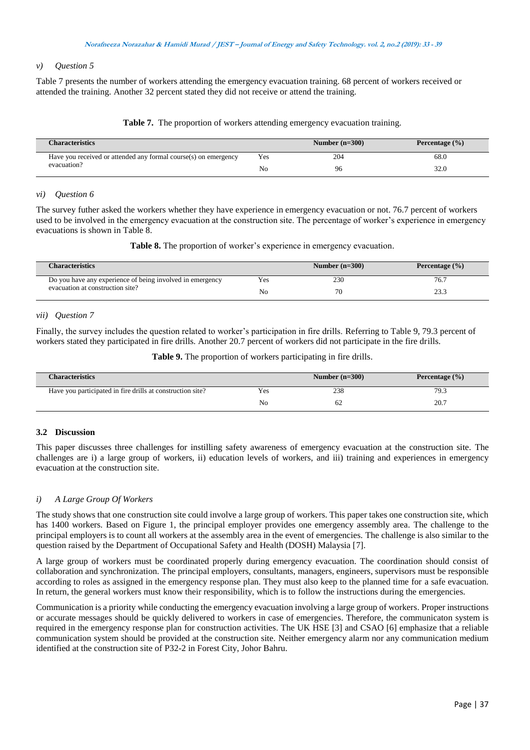*v) Question 5*

Table 7 presents the number of workers attending the emergency evacuation training. 68 percent of workers received or attended the training. Another 32 percent stated they did not receive or attend the training.

**Table 7.** The proportion of workers attending emergency evacuation training.

| Characteristics | | Number (n=300) | Percentage (%) |
|---|---|---|---|
| Have you received or attended any formal course(s) on emergency evacuation? | Yes | 204 | 68.0 |
| | No | 96 | 32.0 |

*vi) Question 6*

The survey futher asked the workers whether they have experience in emergency evacuation or not. 76.7 percent of workers used to be involved in the emergency evacuation at the construction site. The percentage of worker's experience in emergency evacuations is shown in Table 8.

**Table 8.** The proportion of worker's experience in emergency evacuation.

| Characteristics | | Number (n=300) | Percentage (%) |
|---|---|---|---|
| Do you have any experience of being involved in emergency evacuation at construction site? | Yes | 230 | 76.7 |
| | No | 70 | 23.3 |

*vii) Question 7*

Finally, the survey includes the question related to worker's participation in fire drills. Referring to Table 9, 79.3 percent of workers stated they participated in fire drills. Another 20.7 percent of workers did not participate in the fire drills.

**Table 9.** The proportion of workers participating in fire drills.

| Characteristics | | Number (n=300) | Percentage (%) |
|---|---|---|---|
| Have you participated in fire drills at construction site? | Yes | 238 | 79.3 |
| | No | 62 | 20.7 |

### 3.2 Discussion

This paper discusses three challenges for instilling safety awareness of emergency evacuation at the construction site. The challenges are i) a large group of workers, ii) education levels of workers, and iii) training and experiences in emergency evacuation at the construction site.

*i) A Large Group Of Workers*

The study shows that one construction site could involve a large group of workers. This paper takes one construction site, which has 1400 workers. Based on Figure 1, the principal employer provides one emergency assembly area. The challenge to the principal employers is to count all workers at the assembly area in the event of emergencies. The challenge is also similar to the question raised by the Department of Occupational Safety and Health (DOSH) Malaysia [7].

A large group of workers must be coordinated properly during emergency evacuation. The coordination should consist of collaboration and synchronization. The principal employers, consultants, managers, engineers, supervisors must be responsible according to roles as assigned in the emergency response plan. They must also keep to the planned time for a safe evacuation. In return, the general workers must know their responsibility, which is to follow the instructions during the emergencies.

Communication is a priority while conducting the emergency evacuation involving a large group of workers. Proper instructions or accurate messages should be quickly delivered to workers in case of emergencies. Therefore, the communicaton system is required in the emergency response plan for construction activities. The UK HSE [3] and CSAO [6] emphasize that a reliable communication system should be provided at the construction site. Neither emergency alarm nor any communication medium identified at the construction site of P32-2 in Forest City, Johor Bahru.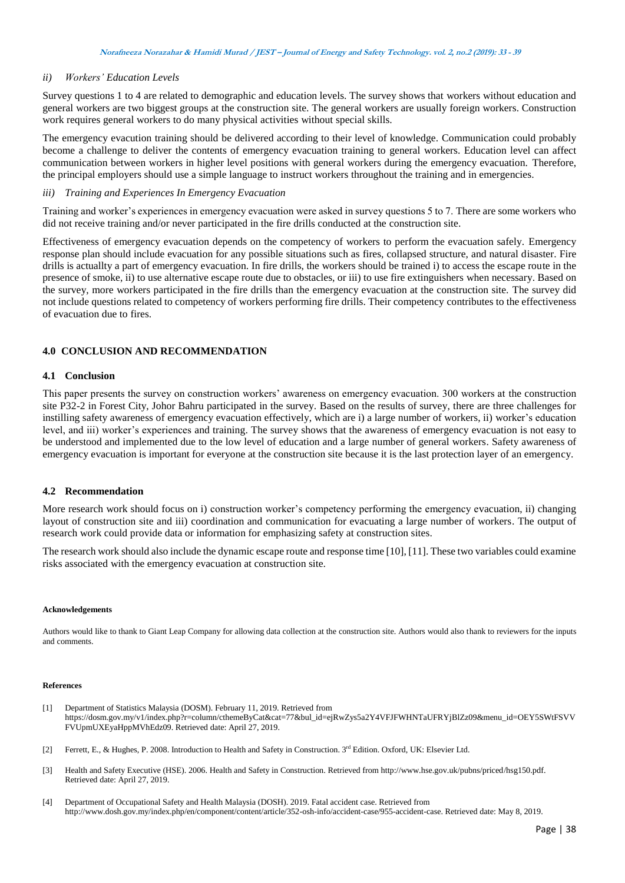*ii) Workers' Education Levels*

Survey questions 1 to 4 are related to demographic and education levels. The survey shows that workers without education and general workers are two biggest groups at the construction site. The general workers are usually foreign workers. Construction work requires general workers to do many physical activities without special skills.

The emergency evacution training should be delivered according to their level of knowledge. Communication could probably become a challenge to deliver the contents of emergency evacuation training to general workers. Education level can affect communication between workers in higher level positions with general workers during the emergency evacuation. Therefore, the principal employers should use a simple language to instruct workers throughout the training and in emergencies.

*iii) Training and Experiences In Emergency Evacuation*

Training and worker's experiences in emergency evacuation were asked in survey questions 5 to 7. There are some workers who did not receive training and/or never participated in the fire drills conducted at the construction site.

Effectiveness of emergency evacuation depends on the competency of workers to perform the evacuation safely. Emergency response plan should include evacuation for any possible situations such as fires, collapsed structure, and natural disaster. Fire drills is actuallty a part of emergency evacuation. In fire drills, the workers should be trained i) to access the escape route in the presence of smoke, ii) to use alternative escape route due to obstacles, or iii) to use fire extinguishers when necessary. Based on the survey, more workers participated in the fire drills than the emergency evacuation at the construction site. The survey did not include questions related to competency of workers performing fire drills. Their competency contributes to the effectiveness of evacuation due to fires.

## 4.0 CONCLUSION AND RECOMMENDATION

### 4.1 Conclusion

This paper presents the survey on construction workers' awareness on emergency evacuation. 300 workers at the construction site P32-2 in Forest City, Johor Bahru participated in the survey. Based on the results of survey, there are three challenges for instilling safety awareness of emergency evacuation effectively, which are i) a large number of workers, ii) worker's education level, and iii) worker's experiences and training. The survey shows that the awareness of emergency evacuation is not easy to be understood and implemented due to the low level of education and a large number of general workers. Safety awareness of emergency evacuation is important for everyone at the construction site because it is the last protection layer of an emergency.

### 4.2 Recommendation

More research work should focus on i) construction worker's competency performing the emergency evacuation, ii) changing layout of construction site and iii) coordination and communication for evacuating a large number of workers. The output of research work could provide data or information for emphasizing safety at construction sites.

The research work should also include the dynamic escape route and response time [10], [11]. These two variables could examine risks associated with the emergency evacuation at construction site.

#### Acknowledgements

Authors would like to thank to Giant Leap Company for allowing data collection at the construction site. Authors would also thank to reviewers for the inputs and comments.

#### References

[1] Department of Statistics Malaysia (DOSM). February 11, 2019. Retrieved from https://dosm.gov.my/v1/index.php?r=column/cthemeByCat&cat=77&bul_id=ejRwZys5a2Y4VFJFWHNTaUFRYjBlZz09&menu_id=OEY5SWtFSVVFVUpmUXEyaHppMVhEdz09. Retrieved date: April 27, 2019.

[2] Ferrett, E., & Hughes, P. 2008. Introduction to Health and Safety in Construction. 3rd Edition. Oxford, UK: Elsevier Ltd.

[3] Health and Safety Executive (HSE). 2006. Health and Safety in Construction. Retrieved from http://www.hse.gov.uk/pubns/priced/hsg150.pdf. Retrieved date: April 27, 2019.

[4] Department of Occupational Safety and Health Malaysia (DOSH). 2019. Fatal accident case. Retrieved from http://www.dosh.gov.my/index.php/en/component/content/article/352-osh-info/accident-case/955-accident-case. Retrieved date: May 8, 2019.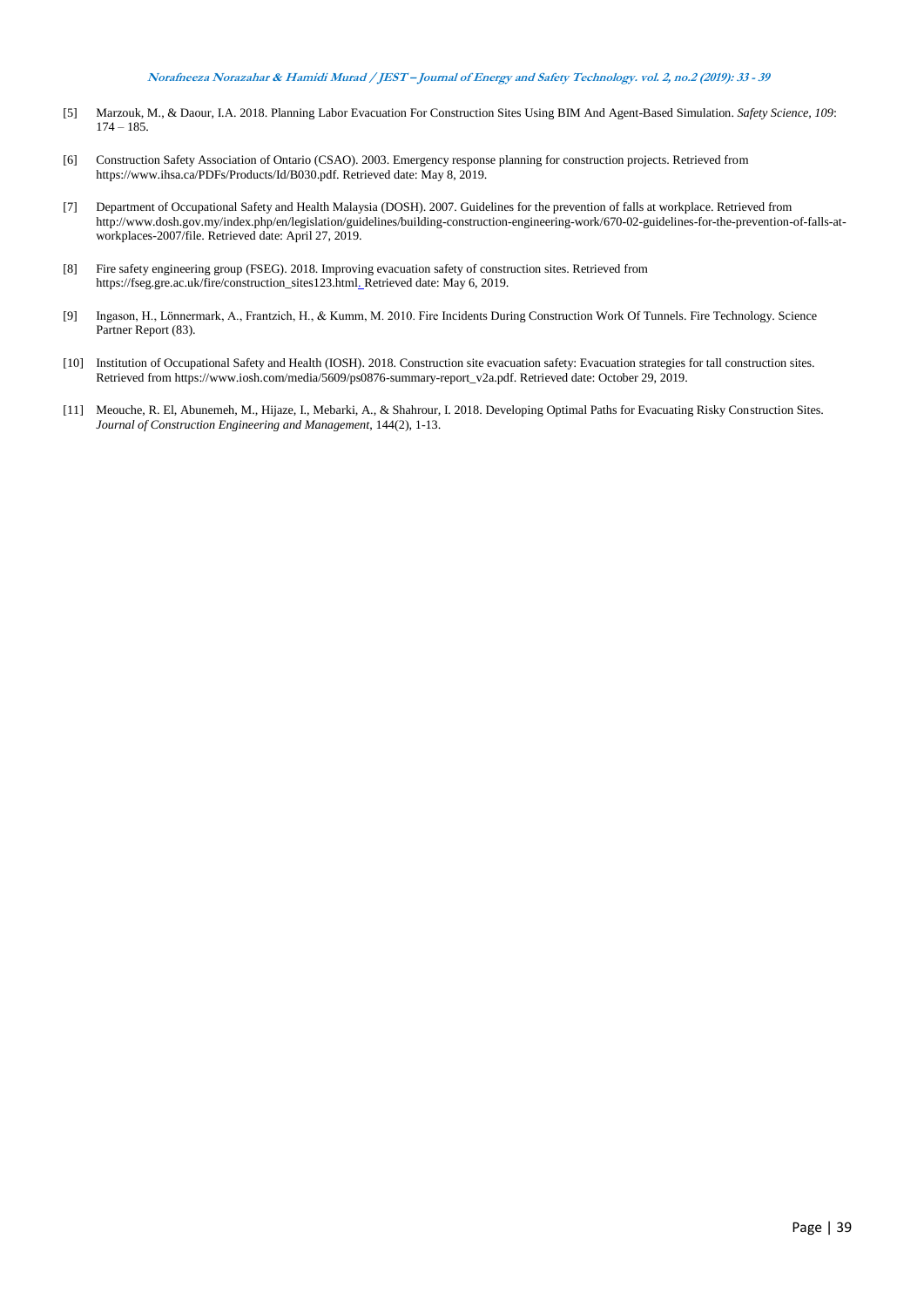[5] Marzouk, M., & Daour, I.A. 2018. Planning Labor Evacuation For Construction Sites Using BIM And Agent-Based Simulation. *Safety Science*, *109*: 174 – 185.

[6] Construction Safety Association of Ontario (CSAO). 2003. Emergency response planning for construction projects. Retrieved from https://www.ihsa.ca/PDFs/Products/Id/B030.pdf. Retrieved date: May 8, 2019.

[7] Department of Occupational Safety and Health Malaysia (DOSH). 2007. Guidelines for the prevention of falls at workplace. Retrieved from http://www.dosh.gov.my/index.php/en/legislation/guidelines/building-construction-engineering-work/670-02-guidelines-for-the-prevention-of-falls-at-workplaces-2007/file. Retrieved date: April 27, 2019.

[8] Fire safety engineering group (FSEG). 2018. Improving evacuation safety of construction sites. Retrieved from https://fseg.gre.ac.uk/fire/construction_sites123.html. Retrieved date: May 6, 2019.

[9] Ingason, H., Lönnermark, A., Frantzich, H., & Kumm, M. 2010. Fire Incidents During Construction Work Of Tunnels. Fire Technology. Science Partner Report (83).

[10] Institution of Occupational Safety and Health (IOSH). 2018. Construction site evacuation safety: Evacuation strategies for tall construction sites. Retrieved from https://www.iosh.com/media/5609/ps0876-summary-report_v2a.pdf. Retrieved date: October 29, 2019.

[11] Meouche, R. El, Abunemeh, M., Hijaze, I., Mebarki, A., & Shahrour, I. 2018. Developing Optimal Paths for Evacuating Risky Construction Sites. *Journal of Construction Engineering and Management*, 144(2), 1-13.